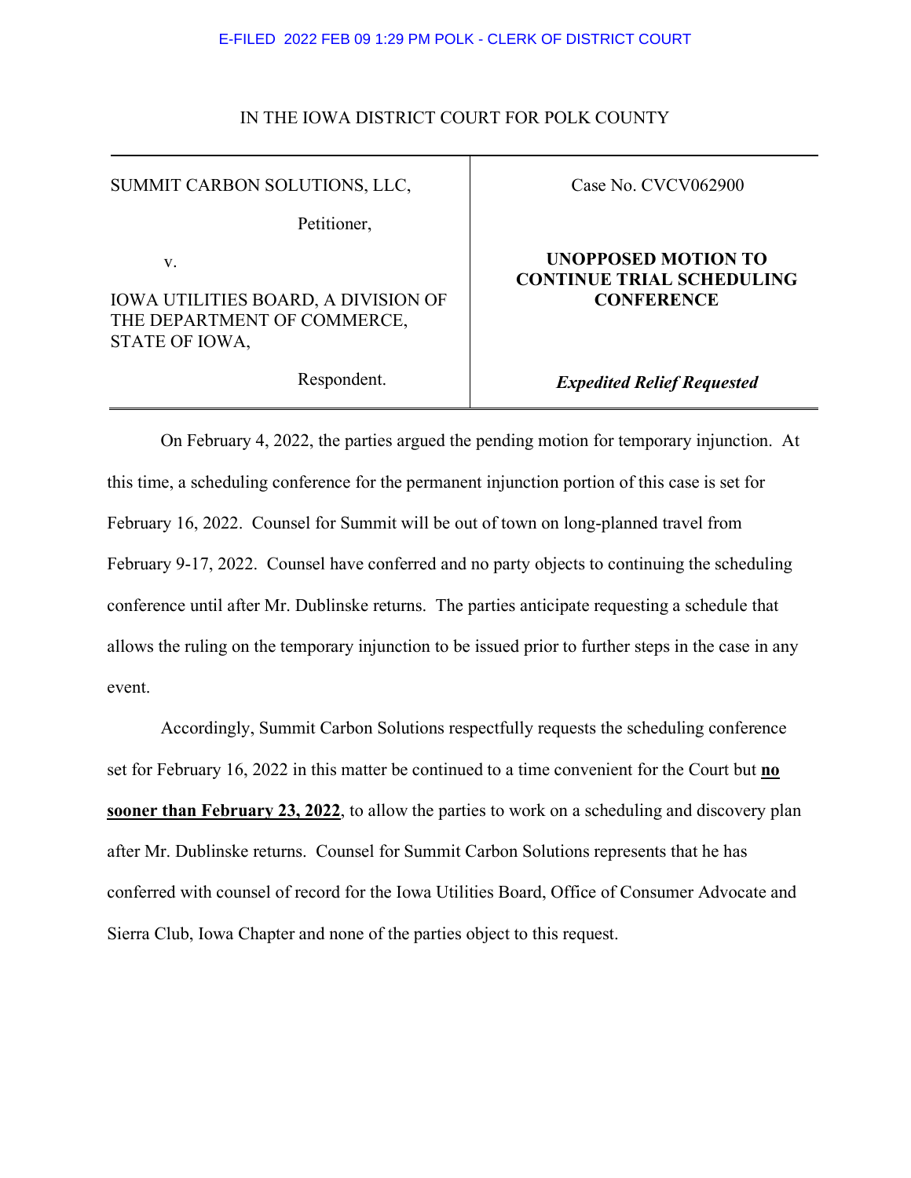E-FILED 2022 FEB 09 1:29 PM POLK - CLERK OF DISTRICT COURT

IN THE IOWA DISTRICT COURT FOR POLK COUNTY

| | |
|---|---|
| SUMMIT CARBON SOLUTIONS, LLC,<br><br>Petitioner,<br><br>v.<br><br>IOWA UTILITIES BOARD, A DIVISION OF THE DEPARTMENT OF COMMERCE, STATE OF IOWA,<br><br>Respondent. | Case No. CVCV062900<br><br>**UNOPPOSED MOTION TO CONTINUE TRIAL SCHEDULING CONFERENCE**<br><br>***Expedited Relief Requested*** |

On February 4, 2022, the parties argued the pending motion for temporary injunction. At this time, a scheduling conference for the permanent injunction portion of this case is set for February 16, 2022. Counsel for Summit will be out of town on long-planned travel from February 9-17, 2022. Counsel have conferred and no party objects to continuing the scheduling conference until after Mr. Dublinske returns. The parties anticipate requesting a schedule that allows the ruling on the temporary injunction to be issued prior to further steps in the case in any event.

Accordingly, Summit Carbon Solutions respectfully requests the scheduling conference set for February 16, 2022 in this matter be continued to a time convenient for the Court but **<u>no sooner than February 23, 2022</u>**, to allow the parties to work on a scheduling and discovery plan after Mr. Dublinske returns. Counsel for Summit Carbon Solutions represents that he has conferred with counsel of record for the Iowa Utilities Board, Office of Consumer Advocate and Sierra Club, Iowa Chapter and none of the parties object to this request.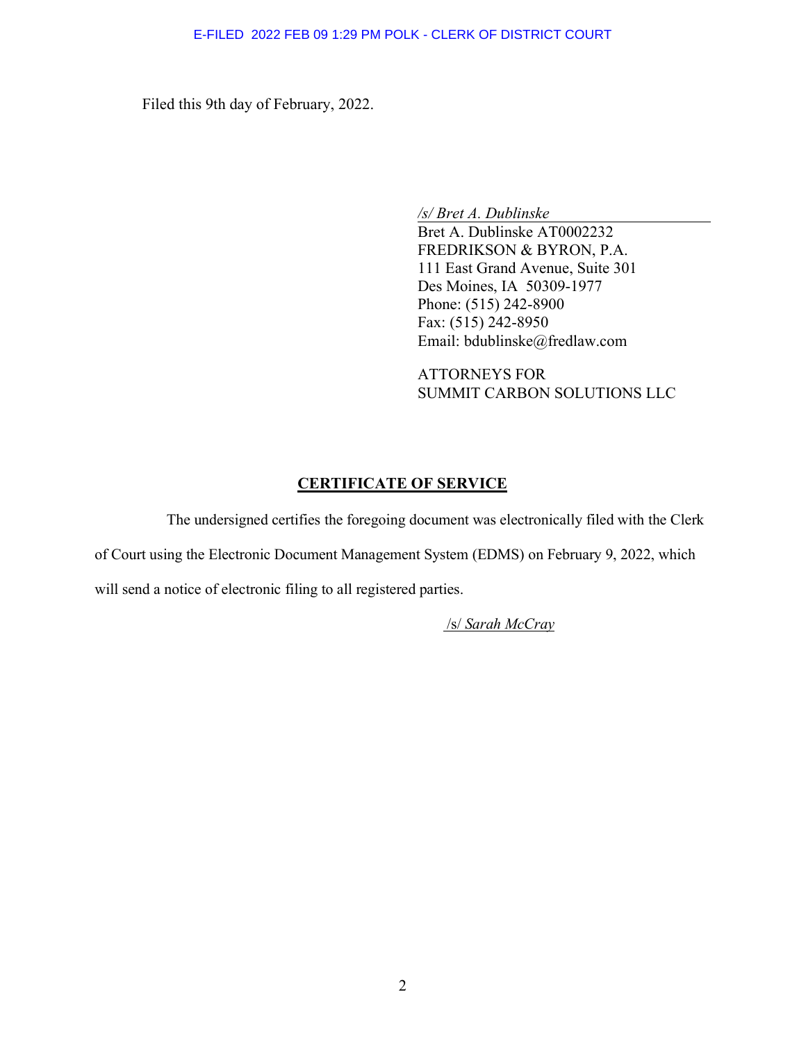Filed this 9th day of February, 2022.

*/s/ Bret A. Dublinske*
Bret A. Dublinske AT0002232
FREDRIKSON & BYRON, P.A.
111 East Grand Avenue, Suite 301
Des Moines, IA 50309-1977
Phone: (515) 242-8900
Fax: (515) 242-8950
Email: bdublinske@fredlaw.com

ATTORNEYS FOR
SUMMIT CARBON SOLUTIONS LLC

## CERTIFICATE OF SERVICE

The undersigned certifies the foregoing document was electronically filed with the Clerk of Court using the Electronic Document Management System (EDMS) on February 9, 2022, which will send a notice of electronic filing to all registered parties.

/s/ *Sarah McCray*